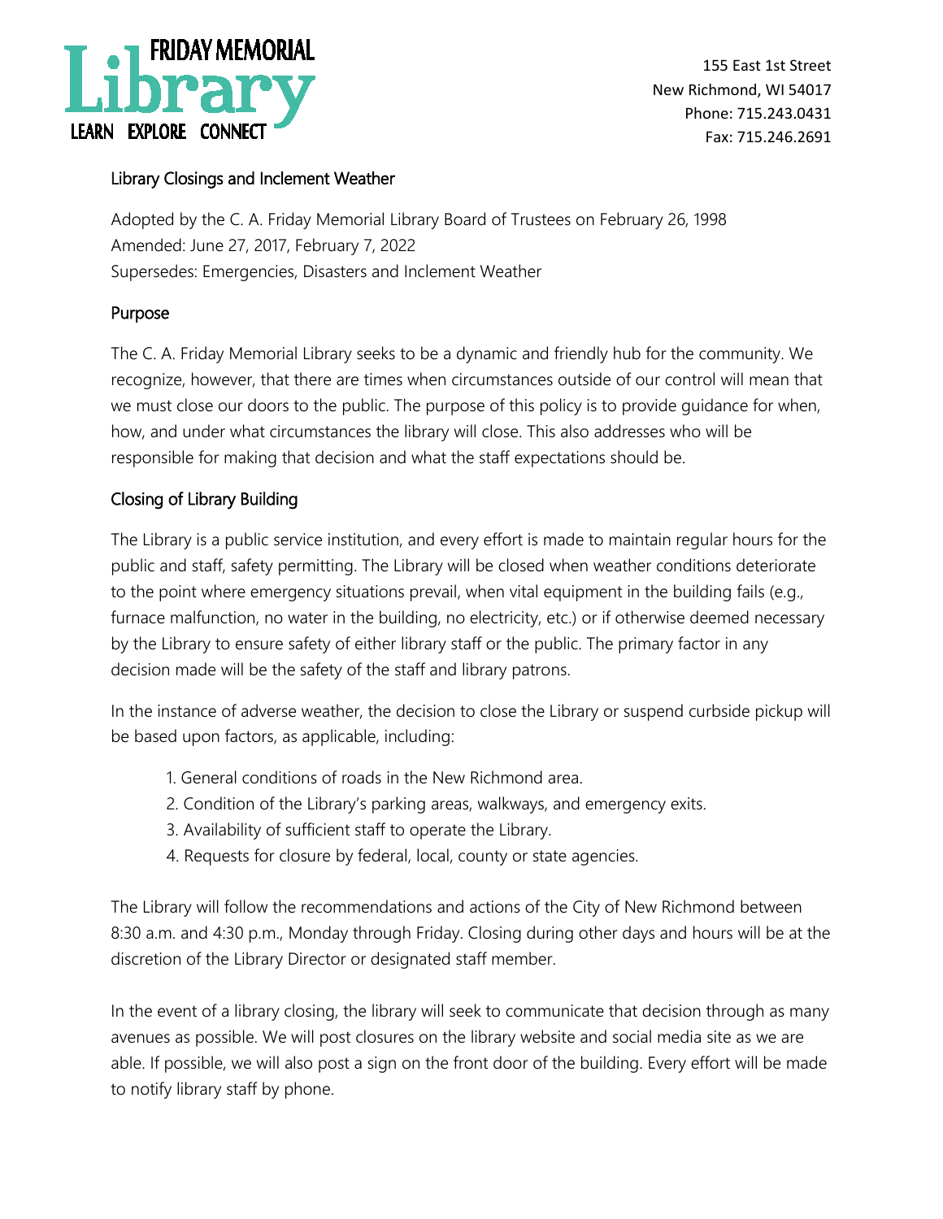**FRIDAY MEMORIAL Library**
LEARN EXPLORE CONNECT

155 East 1st Street
New Richmond, WI 54017
Phone: 715.243.0431
Fax: 715.246.2691

## Library Closings and Inclement Weather

Adopted by the C. A. Friday Memorial Library Board of Trustees on February 26, 1998
Amended: June 27, 2017, February 7, 2022
Supersedes: Emergencies, Disasters and Inclement Weather

## Purpose

The C. A. Friday Memorial Library seeks to be a dynamic and friendly hub for the community. We recognize, however, that there are times when circumstances outside of our control will mean that we must close our doors to the public. The purpose of this policy is to provide guidance for when, how, and under what circumstances the library will close. This also addresses who will be responsible for making that decision and what the staff expectations should be.

## Closing of Library Building

The Library is a public service institution, and every effort is made to maintain regular hours for the public and staff, safety permitting. The Library will be closed when weather conditions deteriorate to the point where emergency situations prevail, when vital equipment in the building fails (e.g., furnace malfunction, no water in the building, no electricity, etc.) or if otherwise deemed necessary by the Library to ensure safety of either library staff or the public. The primary factor in any decision made will be the safety of the staff and library patrons.

In the instance of adverse weather, the decision to close the Library or suspend curbside pickup will be based upon factors, as applicable, including:

1. General conditions of roads in the New Richmond area.
2. Condition of the Library's parking areas, walkways, and emergency exits.
3. Availability of sufficient staff to operate the Library.
4. Requests for closure by federal, local, county or state agencies.

The Library will follow the recommendations and actions of the City of New Richmond between 8:30 a.m. and 4:30 p.m., Monday through Friday. Closing during other days and hours will be at the discretion of the Library Director or designated staff member.

In the event of a library closing, the library will seek to communicate that decision through as many avenues as possible. We will post closures on the library website and social media site as we are able. If possible, we will also post a sign on the front door of the building. Every effort will be made to notify library staff by phone.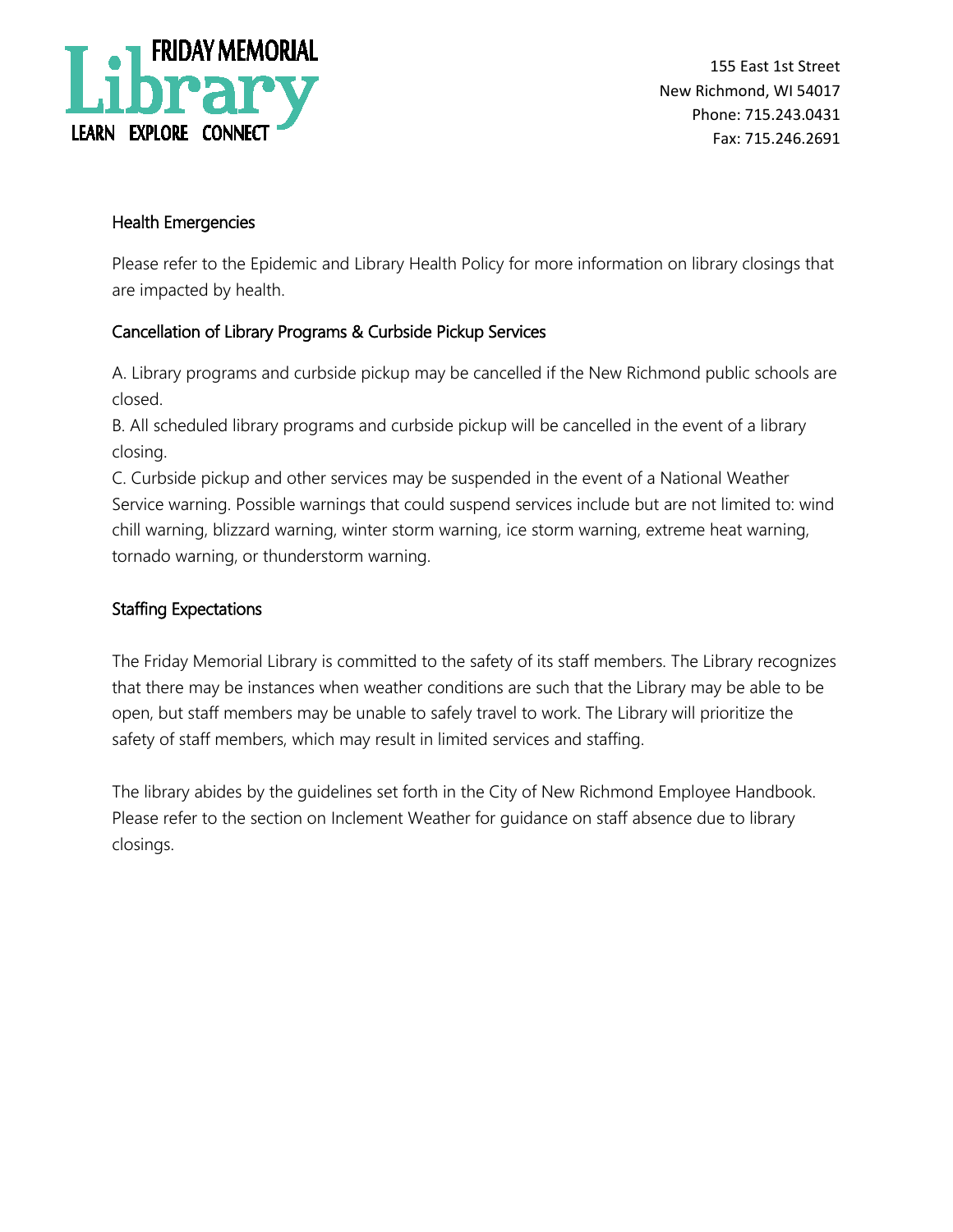FRIDAY MEMORIAL Library LEARN EXPLORE CONNECT

155 East 1st Street
New Richmond, WI 54017
Phone: 715.243.0431
Fax: 715.246.2691

## Health Emergencies

Please refer to the Epidemic and Library Health Policy for more information on library closings that are impacted by health.

## Cancellation of Library Programs & Curbside Pickup Services

A. Library programs and curbside pickup may be cancelled if the New Richmond public schools are closed.

B. All scheduled library programs and curbside pickup will be cancelled in the event of a library closing.

C. Curbside pickup and other services may be suspended in the event of a National Weather Service warning. Possible warnings that could suspend services include but are not limited to: wind chill warning, blizzard warning, winter storm warning, ice storm warning, extreme heat warning, tornado warning, or thunderstorm warning.

## Staffing Expectations

The Friday Memorial Library is committed to the safety of its staff members. The Library recognizes that there may be instances when weather conditions are such that the Library may be able to be open, but staff members may be unable to safely travel to work. The Library will prioritize the safety of staff members, which may result in limited services and staffing.

The library abides by the guidelines set forth in the City of New Richmond Employee Handbook. Please refer to the section on Inclement Weather for guidance on staff absence due to library closings.